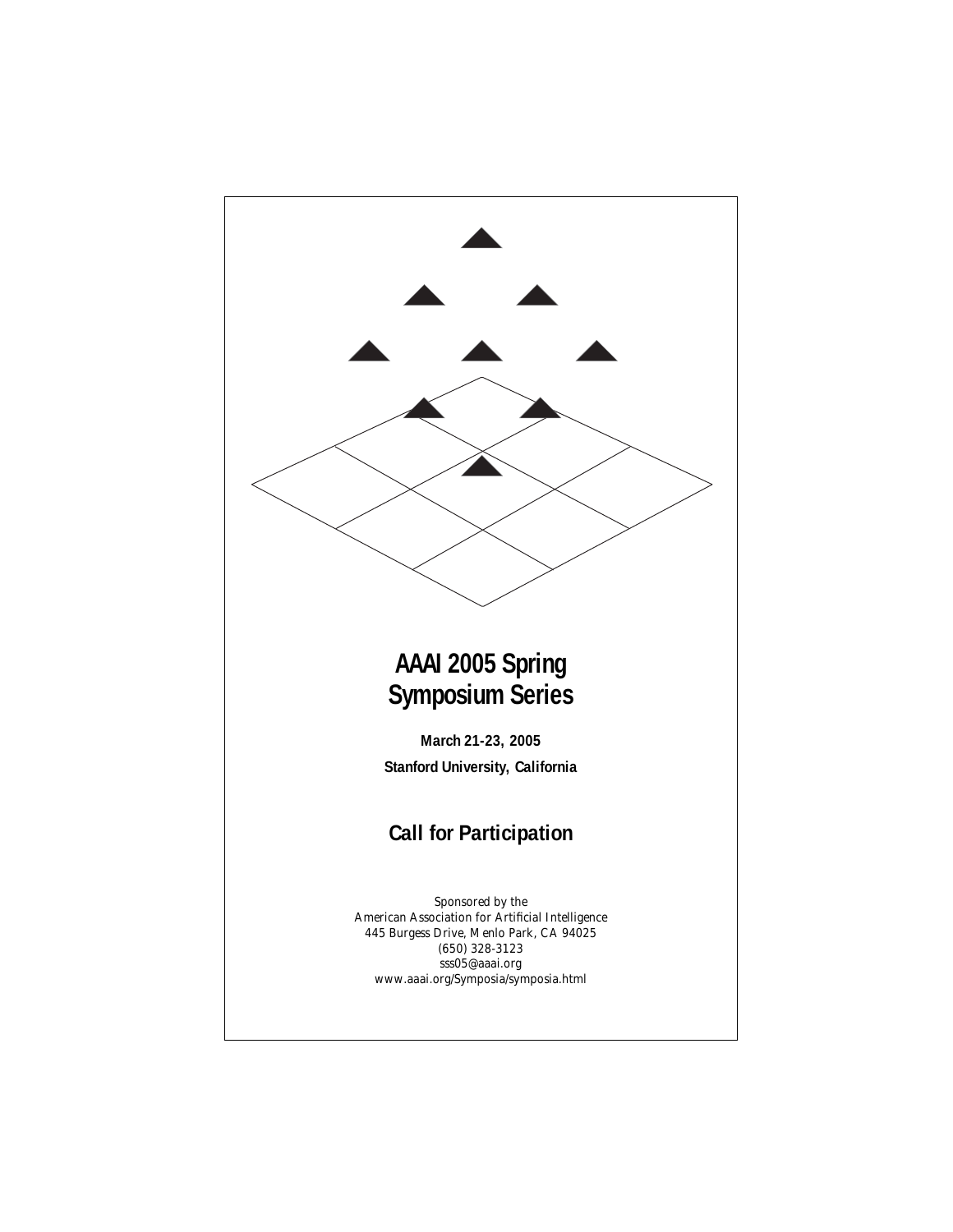# AAAI 2005 Spring Symposium Series

**March 21-23, 2005**

**Stanford University, California**

## Call for Participation

*Sponsored by the*
American Association for Artificial Intelligence
445 Burgess Drive, Menlo Park, CA 94025
(650) 328-3123
sss05@aaai.org
www.aaai.org/Symposia/symposia.html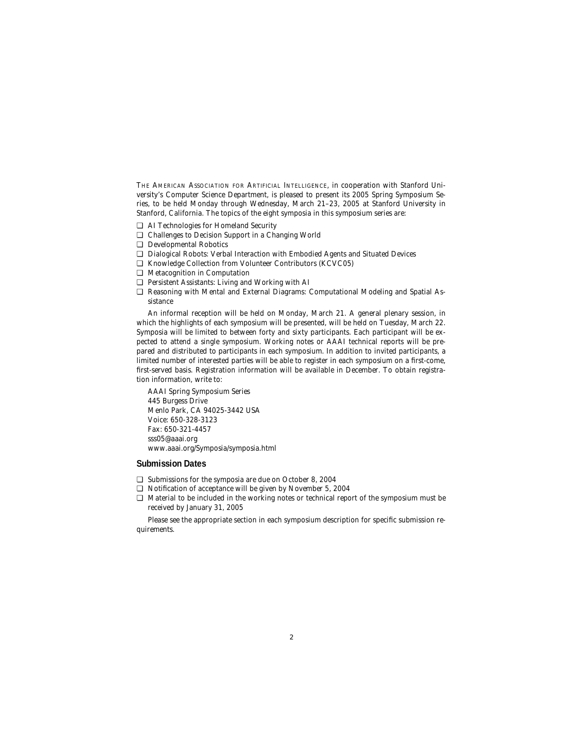THE AMERICAN ASSOCIATION FOR ARTIFICIAL INTELLIGENCE, in cooperation with Stanford University's Computer Science Department, is pleased to present its 2005 Spring Symposium Series, to be held Monday through Wednesday, March 21–23, 2005 at Stanford University in Stanford, California. The topics of the eight symposia in this symposium series are:

- AI Technologies for Homeland Security
- Challenges to Decision Support in a Changing World
- Developmental Robotics
- Dialogical Robots: Verbal Interaction with Embodied Agents and Situated Devices
- Knowledge Collection from Volunteer Contributors (KCVC05)
- Metacognition in Computation
- Persistent Assistants: Living and Working with AI
- Reasoning with Mental and External Diagrams: Computational Modeling and Spatial Assistance

An informal reception will be held on Monday, March 21. A general plenary session, in which the highlights of each symposium will be presented, will be held on Tuesday, March 22. Symposia will be limited to between forty and sixty participants. Each participant will be expected to attend a single symposium. Working notes or AAAI technical reports will be prepared and distributed to participants in each symposium. In addition to invited participants, a limited number of interested parties will be able to register in each symposium on a first-come, first-served basis. Registration information will be available in December. To obtain registration information, write to:

AAAI Spring Symposium Series
445 Burgess Drive
Menlo Park, CA 94025-3442 USA
Voice: 650-328-3123
Fax: 650-321-4457
sss05@aaai.org
www.aaai.org/Symposia/symposia.html

## Submission Dates

- Submissions for the symposia are due on October 8, 2004
- Notification of acceptance will be given by November 5, 2004
- Material to be included in the working notes or technical report of the symposium must be received by January 31, 2005

Please see the appropriate section in each symposium description for specific submission requirements.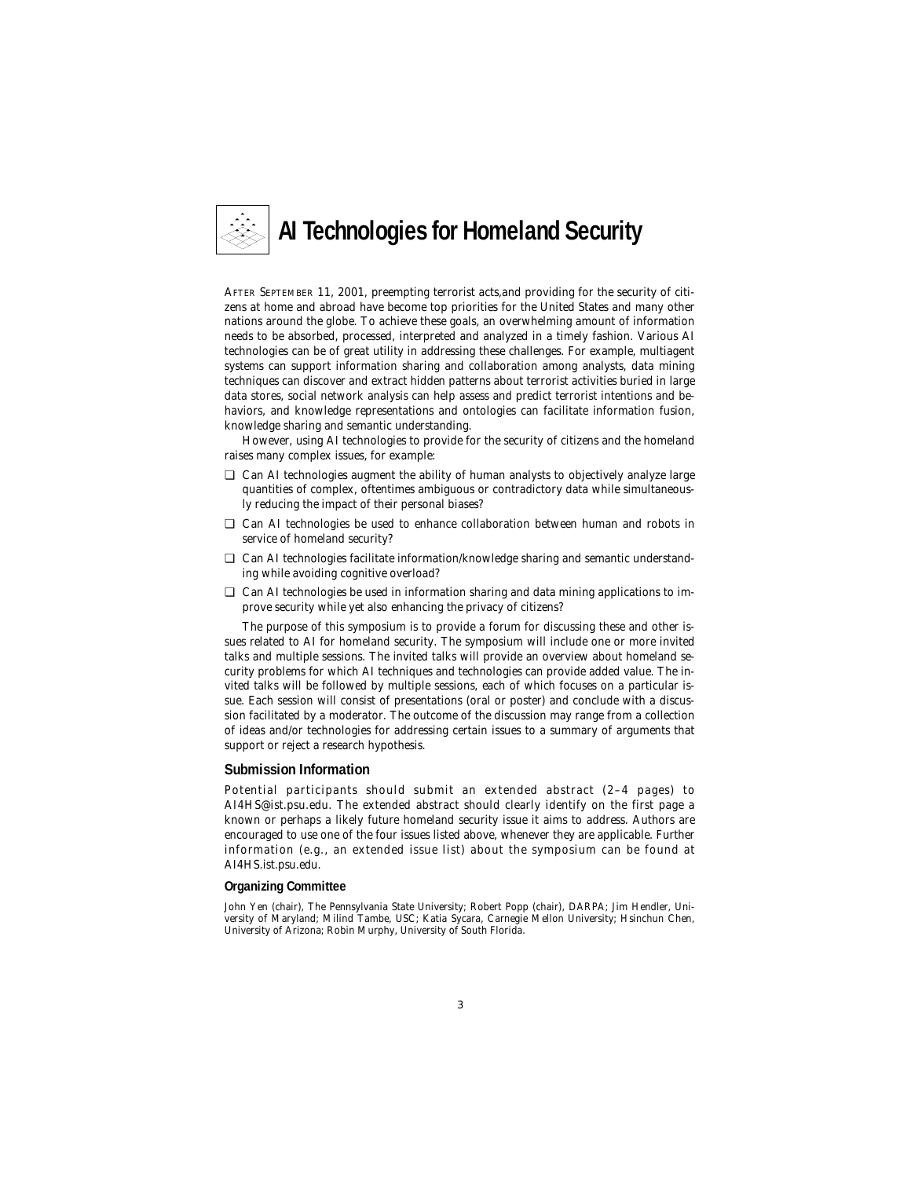# AI Technologies for Homeland Security

AFTER SEPTEMBER 11, 2001, preempting terrorist acts,and providing for the security of citizens at home and abroad have become top priorities for the United States and many other nations around the globe. To achieve these goals, an overwhelming amount of information needs to be absorbed, processed, interpreted and analyzed in a timely fashion. Various AI technologies can be of great utility in addressing these challenges. For example, multiagent systems can support information sharing and collaboration among analysts, data mining techniques can discover and extract hidden patterns about terrorist activities buried in large data stores, social network analysis can help assess and predict terrorist intentions and behaviors, and knowledge representations and ontologies can facilitate information fusion, knowledge sharing and semantic understanding.

However, using AI technologies to provide for the security of citizens and the homeland raises many complex issues, for example:

- Can AI technologies augment the ability of human analysts to objectively analyze large quantities of complex, oftentimes ambiguous or contradictory data while simultaneously reducing the impact of their personal biases?
- Can AI technologies be used to enhance collaboration between human and robots in service of homeland security?
- Can AI technologies facilitate information/knowledge sharing and semantic understanding while avoiding cognitive overload?
- Can AI technologies be used in information sharing and data mining applications to improve security while yet also enhancing the privacy of citizens?

The purpose of this symposium is to provide a forum for discussing these and other issues related to AI for homeland security. The symposium will include one or more invited talks and multiple sessions. The invited talks will provide an overview about homeland security problems for which AI techniques and technologies can provide added value. The invited talks will be followed by multiple sessions, each of which focuses on a particular issue. Each session will consist of presentations (oral or poster) and conclude with a discussion facilitated by a moderator. The outcome of the discussion may range from a collection of ideas and/or technologies for addressing certain issues to a summary of arguments that support or reject a research hypothesis.

## Submission Information

Potential participants should submit an extended abstract (2–4 pages) to AI4HS@ist.psu.edu. The extended abstract should clearly identify on the first page a known or perhaps a likely future homeland security issue it aims to address. Authors are encouraged to use one of the four issues listed above, whenever they are applicable. Further information (e.g., an extended issue list) about the symposium can be found at AI4HS.ist.psu.edu.

### Organizing Committee

John Yen (chair), The Pennsylvania State University; Robert Popp (chair), DARPA; Jim Hendler, University of Maryland; Milind Tambe, USC; Katia Sycara, Carnegie Mellon University; Hsinchun Chen, University of Arizona; Robin Murphy, University of South Florida.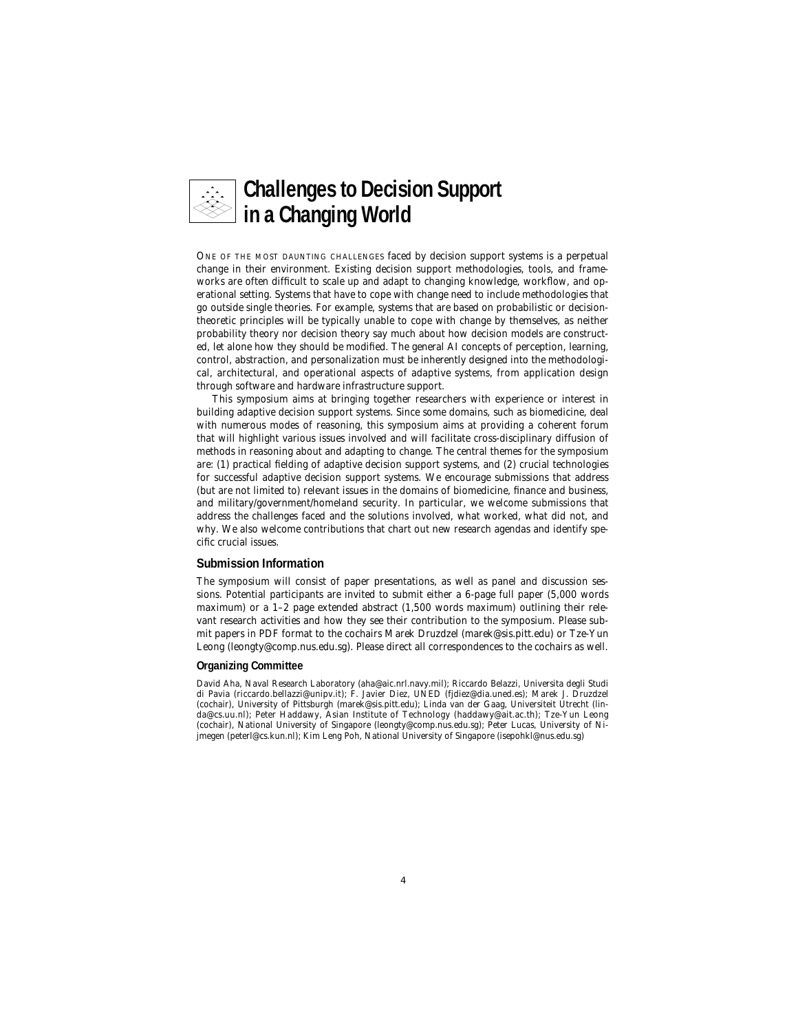# Challenges to Decision Support in a Changing World

One of the most daunting challenges faced by decision support systems is a perpetual change in their environment. Existing decision support methodologies, tools, and frameworks are often difficult to scale up and adapt to changing knowledge, workflow, and operational setting. Systems that have to cope with change need to include methodologies that go outside single theories. For example, systems that are based on probabilistic or decision-theoretic principles will be typically unable to cope with change by themselves, as neither probability theory nor decision theory say much about how decision models are constructed, let alone how they should be modified. The general AI concepts of perception, learning, control, abstraction, and personalization must be inherently designed into the methodological, architectural, and operational aspects of adaptive systems, from application design through software and hardware infrastructure support.

This symposium aims at bringing together researchers with experience or interest in building adaptive decision support systems. Since some domains, such as biomedicine, deal with numerous modes of reasoning, this symposium aims at providing a coherent forum that will highlight various issues involved and will facilitate cross-disciplinary diffusion of methods in reasoning about and adapting to change. The central themes for the symposium are: (1) practical fielding of adaptive decision support systems, and (2) crucial technologies for successful adaptive decision support systems. We encourage submissions that address (but are not limited to) relevant issues in the domains of biomedicine, finance and business, and military/government/homeland security. In particular, we welcome submissions that address the challenges faced and the solutions involved, what worked, what did not, and why. We also welcome contributions that chart out new research agendas and identify specific crucial issues.

## Submission Information

The symposium will consist of paper presentations, as well as panel and discussion sessions. Potential participants are invited to submit either a 6-page full paper (5,000 words maximum) or a 1–2 page extended abstract (1,500 words maximum) outlining their relevant research activities and how they see their contribution to the symposium. Please submit papers in PDF format to the cochairs Marek Druzdzel (marek@sis.pitt.edu) or Tze-Yun Leong (leongty@comp.nus.edu.sg). Please direct all correspondences to the cochairs as well.

### Organizing Committee

David Aha, Naval Research Laboratory (aha@aic.nrl.navy.mil); Riccardo Belazzi, Universita degli Studi di Pavia (riccardo.bellazzi@unipv.it); F. Javier Díez, UNED (fjdiez@dia.uned.es); Marek J. Druzdzel (cochair), University of Pittsburgh (marek@sis.pitt.edu); Linda van der Gaag, Universiteit Utrecht (linda@cs.uu.nl); Peter Haddawy, Asian Institute of Technology (haddawy@ait.ac.th); Tze-Yun Leong (cochair), National University of Singapore (leongty@comp.nus.edu.sg); Peter Lucas, University of Nijmegen (peterl@cs.kun.nl); Kim Leng Poh, National University of Singapore (isepohkl@nus.edu.sg)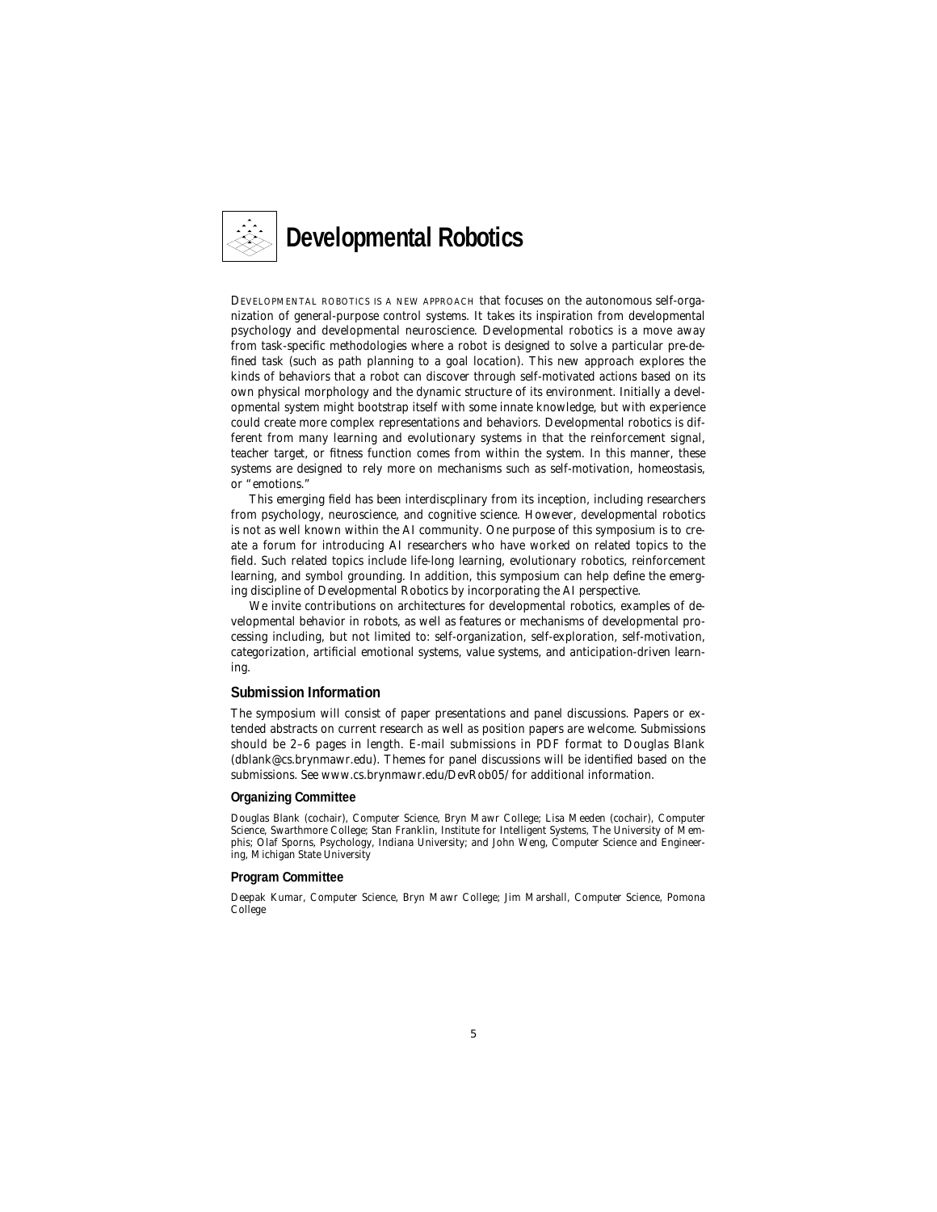# Developmental Robotics

DEVELOPMENTAL ROBOTICS IS A NEW APPROACH that focuses on the autonomous self-organization of general-purpose control systems. It takes its inspiration from developmental psychology and developmental neuroscience. Developmental robotics is a move away from task-specific methodologies where a robot is designed to solve a particular pre-defined task (such as path planning to a goal location). This new approach explores the kinds of behaviors that a robot can discover through self-motivated actions based on its own physical morphology and the dynamic structure of its environment. Initially a developmental system might bootstrap itself with some innate knowledge, but with experience could create more complex representations and behaviors. Developmental robotics is different from many learning and evolutionary systems in that the reinforcement signal, teacher target, or fitness function comes from within the system. In this manner, these systems are designed to rely more on mechanisms such as self-motivation, homeostasis, or "emotions."

This emerging field has been interdiscplinary from its inception, including researchers from psychology, neuroscience, and cognitive science. However, developmental robotics is not as well known within the AI community. One purpose of this symposium is to create a forum for introducing AI researchers who have worked on related topics to the field. Such related topics include life-long learning, evolutionary robotics, reinforcement learning, and symbol grounding. In addition, this symposium can help define the emerging discipline of Developmental Robotics by incorporating the AI perspective.

We invite contributions on architectures for developmental robotics, examples of developmental behavior in robots, as well as features or mechanisms of developmental processing including, but not limited to: self-organization, self-exploration, self-motivation, categorization, artificial emotional systems, value systems, and anticipation-driven learning.

## Submission Information

The symposium will consist of paper presentations and panel discussions. Papers or extended abstracts on current research as well as position papers are welcome. Submissions should be 2–6 pages in length. E-mail submissions in PDF format to Douglas Blank (dblank@cs.brynmawr.edu). Themes for panel discussions will be identified based on the submissions. See www.cs.brynmawr.edu/DevRob05/ for additional information.

### Organizing Committee

Douglas Blank (cochair), Computer Science, Bryn Mawr College; Lisa Meeden (cochair), Computer Science, Swarthmore College; Stan Franklin, Institute for Intelligent Systems, The University of Memphis; Olaf Sporns, Psychology, Indiana University; and John Weng, Computer Science and Engineering, Michigan State University

### Program Committee

Deepak Kumar, Computer Science, Bryn Mawr College; Jim Marshall, Computer Science, Pomona College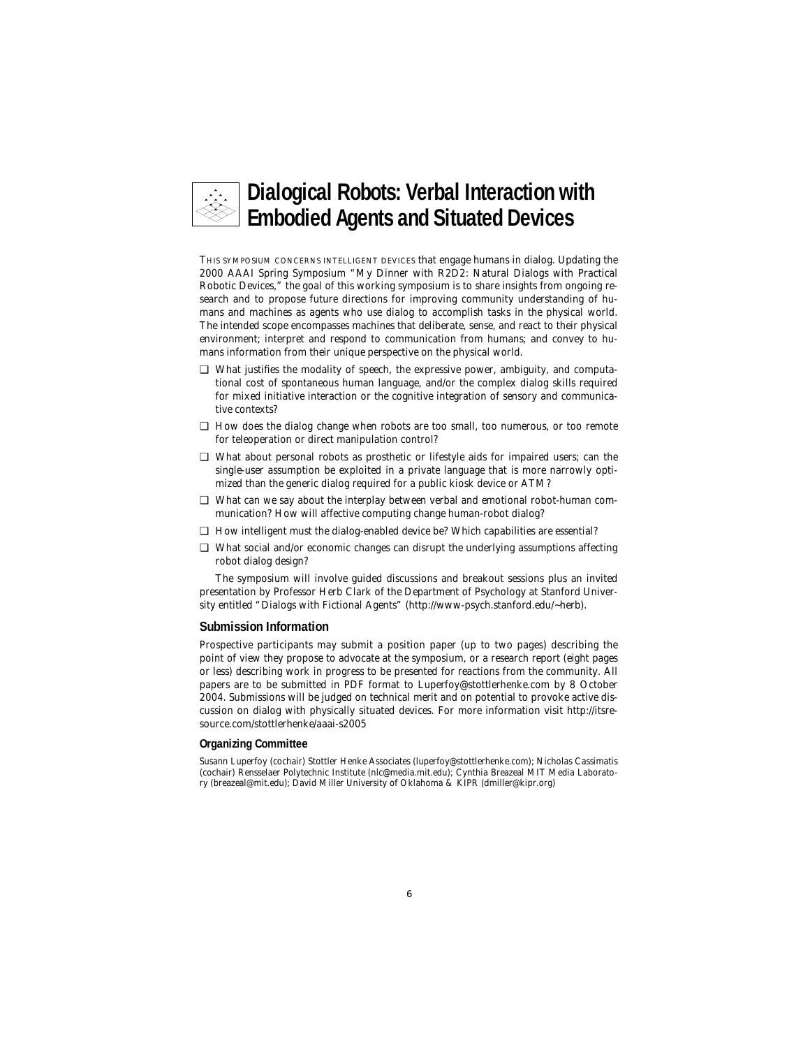# Dialogical Robots: Verbal Interaction with Embodied Agents and Situated Devices

THIS SYMPOSIUM CONCERNS INTELLIGENT DEVICES that engage humans in dialog. Updating the 2000 AAAI Spring Symposium "My Dinner with R2D2: Natural Dialogs with Practical Robotic Devices," the goal of this working symposium is to share insights from ongoing research and to propose future directions for improving community understanding of humans and machines as agents who use dialog to accomplish tasks in the physical world. The intended scope encompasses machines that deliberate, sense, and react to their physical environment; interpret and respond to communication from humans; and convey to humans information from their unique perspective on the physical world.

- What justifies the modality of speech, the expressive power, ambiguity, and computational cost of spontaneous human language, and/or the complex dialog skills required for mixed initiative interaction or the cognitive integration of sensory and communicative contexts?
- How does the dialog change when robots are too small, too numerous, or too remote for teleoperation or direct manipulation control?
- What about personal robots as prosthetic or lifestyle aids for impaired users; can the single-user assumption be exploited in a private language that is more narrowly optimized than the generic dialog required for a public kiosk device or ATM?
- What can we say about the interplay between verbal and emotional robot-human communication? How will affective computing change human-robot dialog?
- How intelligent must the dialog-enabled device be? Which capabilities are essential?
- What social and/or economic changes can disrupt the underlying assumptions affecting robot dialog design?

The symposium will involve guided discussions and breakout sessions plus an invited presentation by Professor Herb Clark of the Department of Psychology at Stanford University entitled "Dialogs with Fictional Agents" (http://www-psych.stanford.edu/~herb).

## Submission Information

Prospective participants may submit a position paper (up to two pages) describing the point of view they propose to advocate at the symposium, or a research report (eight pages or less) describing work in progress to be presented for reactions from the community. All papers are to be submitted in PDF format to Luperfoy@stottlerhenke.com by 8 October 2004. Submissions will be judged on technical merit and on potential to provoke active discussion on dialog with physically situated devices. For more information visit http://itsresource.com/stottlerhenke/aaai-s2005

### Organizing Committee

Susann Luperfoy (cochair) Stottler Henke Associates (luperfoy@stottlerhenke.com); Nicholas Cassimatis (cochair) Rensselaer Polytechnic Institute (nlc@media.mit.edu); Cynthia Breazeal MIT Media Laboratory (breazeal@mit.edu); David Miller University of Oklahoma & KIPR (dmiller@kipr.org)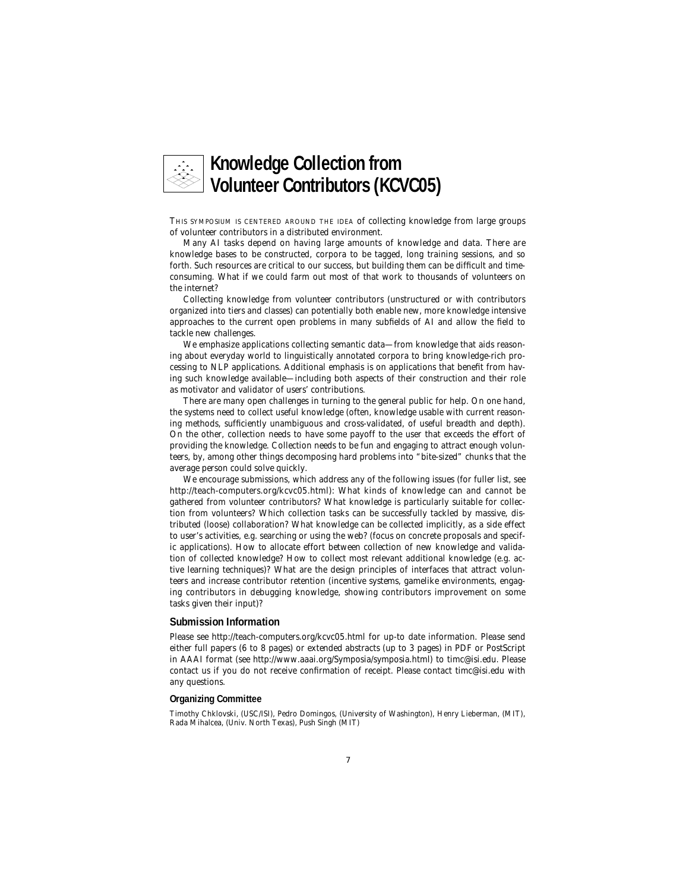# Knowledge Collection from Volunteer Contributors (KCVC05)

THIS SYMPOSIUM IS CENTERED AROUND THE IDEA of collecting knowledge from large groups of volunteer contributors in a distributed environment.

Many AI tasks depend on having large amounts of knowledge and data. There are knowledge bases to be constructed, corpora to be tagged, long training sessions, and so forth. Such resources are critical to our success, but building them can be difficult and time-consuming. What if we could farm out most of that work to thousands of volunteers on the internet?

Collecting knowledge from volunteer contributors (unstructured or with contributors organized into tiers and classes) can potentially both enable new, more knowledge intensive approaches to the current open problems in many subfields of AI and allow the field to tackle new challenges.

We emphasize applications collecting semantic data—from knowledge that aids reasoning about everyday world to linguistically annotated corpora to bring knowledge-rich processing to NLP applications. Additional emphasis is on applications that benefit from having such knowledge available—including both aspects of their construction and their role as motivator and validator of users' contributions.

There are many open challenges in turning to the general public for help. On one hand, the systems need to collect useful knowledge (often, knowledge usable with current reasoning methods, sufficiently unambiguous and cross-validated, of useful breadth and depth). On the other, collection needs to have some payoff to the user that exceeds the effort of providing the knowledge. Collection needs to be fun and engaging to attract enough volunteers, by, among other things decomposing hard problems into "bite-sized" chunks that the average person could solve quickly.

We encourage submissions, which address any of the following issues (for fuller list, see http://teach-computers.org/kcvc05.html): What kinds of knowledge can and cannot be gathered from volunteer contributors? What knowledge is particularly suitable for collection from volunteers? Which collection tasks can be successfully tackled by massive, distributed (loose) collaboration? What knowledge can be collected implicitly, as a side effect to user's activities, e.g. searching or using the web? (focus on concrete proposals and specific applications). How to allocate effort between collection of new knowledge and validation of collected knowledge? How to collect most relevant additional knowledge (e.g. active learning techniques)? What are the design principles of interfaces that attract volunteers and increase contributor retention (incentive systems, gamelike environments, engaging contributors in debugging knowledge, showing contributors improvement on some tasks given their input)?

## Submission Information

Please see http://teach-computers.org/kcvc05.html for up-to date information. Please send either full papers (6 to 8 pages) or extended abstracts (up to 3 pages) in PDF or PostScript in AAAI format (see http://www.aaai.org/Symposia/symposia.html) to timc@isi.edu. Please contact us if you do not receive confirmation of receipt. Please contact timc@isi.edu with any questions.

### Organizing Committee

Timothy Chklovski, (USC/ISI), Pedro Domingos, (University of Washington), Henry Lieberman, (MIT), Rada Mihalcea, (Univ. North Texas), Push Singh (MIT)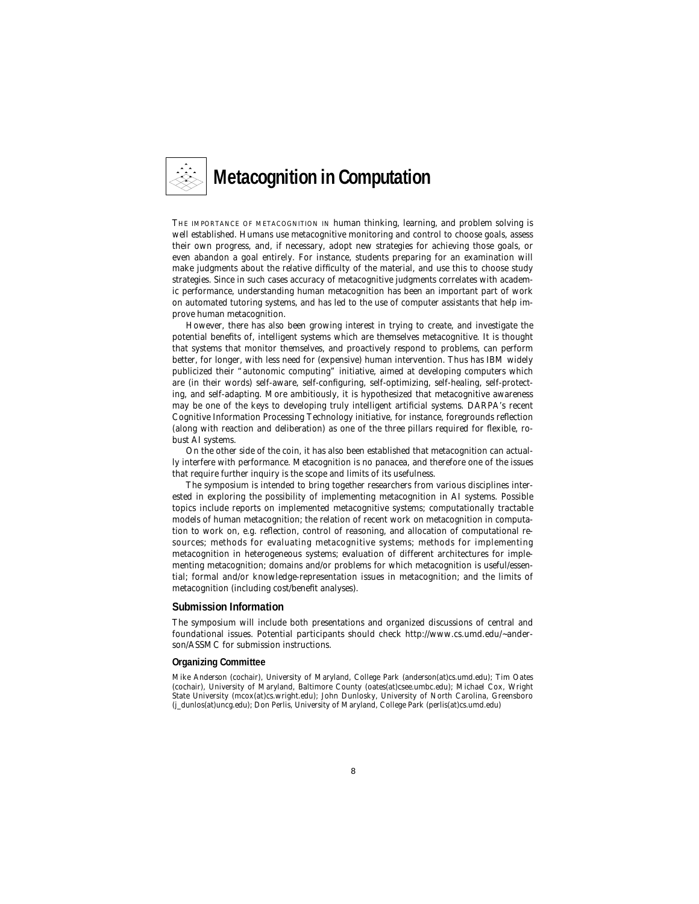# Metacognition in Computation

THE IMPORTANCE OF METACOGNITION IN human thinking, learning, and problem solving is well established. Humans use metacognitive monitoring and control to choose goals, assess their own progress, and, if necessary, adopt new strategies for achieving those goals, or even abandon a goal entirely. For instance, students preparing for an examination will make judgments about the relative difficulty of the material, and use this to choose study strategies. Since in such cases accuracy of metacognitive judgments correlates with academic performance, understanding human metacognition has been an important part of work on automated tutoring systems, and has led to the use of computer assistants that help improve human metacognition.

However, there has also been growing interest in trying to create, and investigate the potential benefits of, intelligent systems which are themselves metacognitive. It is thought that systems that monitor themselves, and proactively respond to problems, can perform better, for longer, with less need for (expensive) human intervention. Thus has IBM widely publicized their "autonomic computing" initiative, aimed at developing computers which are (in their words) self-aware, self-configuring, self-optimizing, self-healing, self-protecting, and self-adapting. More ambitiously, it is hypothesized that metacognitive awareness may be one of the keys to developing truly intelligent artificial systems. DARPA's recent Cognitive Information Processing Technology initiative, for instance, foregrounds reflection (along with reaction and deliberation) as one of the three pillars required for flexible, robust AI systems.

On the other side of the coin, it has also been established that metacognition can actually interfere with performance. Metacognition is no panacea, and therefore one of the issues that require further inquiry is the scope and limits of its usefulness.

The symposium is intended to bring together researchers from various disciplines interested in exploring the possibility of implementing metacognition in AI systems. Possible topics include reports on implemented metacognitive systems; computationally tractable models of human metacognition; the relation of recent work on metacognition in computation to work on, e.g. reflection, control of reasoning, and allocation of computational resources; methods for evaluating metacognitive systems; methods for implementing metacognition in heterogeneous systems; evaluation of different architectures for implementing metacognition; domains and/or problems for which metacognition is useful/essential; formal and/or knowledge-representation issues in metacognition; and the limits of metacognition (including cost/benefit analyses).

## Submission Information

The symposium will include both presentations and organized discussions of central and foundational issues. Potential participants should check http://www.cs.umd.edu/~anderson/ASSMC for submission instructions.

### Organizing Committee

Mike Anderson (cochair), University of Maryland, College Park (anderson(at)cs.umd.edu); Tim Oates (cochair), University of Maryland, Baltimore County (oates(at)csee.umbc.edu); Michael Cox, Wright State University (mcox(at)cs.wright.edu); John Dunlosky, University of North Carolina, Greensboro (j_dunlos(at)uncg.edu); Don Perlis, University of Maryland, College Park (perlis(at)cs.umd.edu)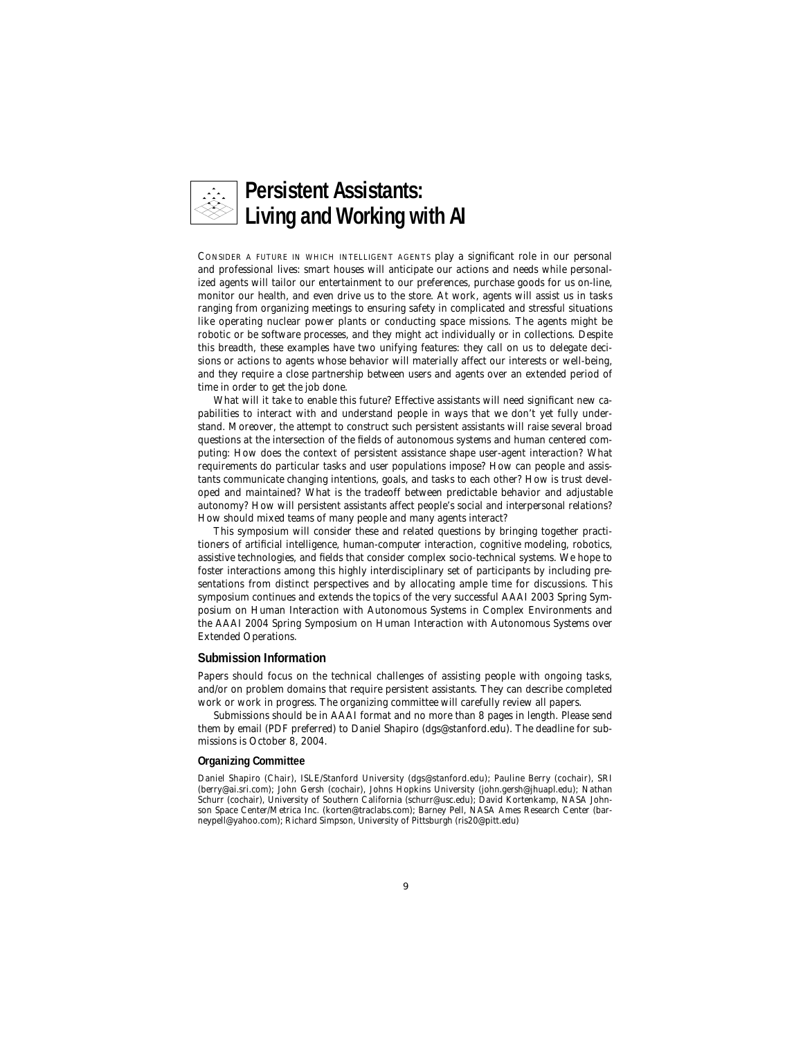# Persistent Assistants: Living and Working with AI

CONSIDER A FUTURE IN WHICH INTELLIGENT AGENTS play a significant role in our personal and professional lives: smart houses will anticipate our actions and needs while personalized agents will tailor our entertainment to our preferences, purchase goods for us on-line, monitor our health, and even drive us to the store. At work, agents will assist us in tasks ranging from organizing meetings to ensuring safety in complicated and stressful situations like operating nuclear power plants or conducting space missions. The agents might be robotic or be software processes, and they might act individually or in collections. Despite this breadth, these examples have two unifying features: they call on us to delegate decisions or actions to agents whose behavior will materially affect our interests or well-being, and they require a close partnership between users and agents over an extended period of time in order to get the job done.

What will it take to enable this future? Effective assistants will need significant new capabilities to interact with and understand people in ways that we don't yet fully understand. Moreover, the attempt to construct such persistent assistants will raise several broad questions at the intersection of the fields of autonomous systems and human centered computing: How does the context of persistent assistance shape user-agent interaction? What requirements do particular tasks and user populations impose? How can people and assistants communicate changing intentions, goals, and tasks to each other? How is trust developed and maintained? What is the tradeoff between predictable behavior and adjustable autonomy? How will persistent assistants affect people's social and interpersonal relations? How should mixed teams of many people and many agents interact?

This symposium will consider these and related questions by bringing together practitioners of artificial intelligence, human-computer interaction, cognitive modeling, robotics, assistive technologies, and fields that consider complex socio-technical systems. We hope to foster interactions among this highly interdisciplinary set of participants by including presentations from distinct perspectives and by allocating ample time for discussions. This symposium continues and extends the topics of the very successful AAAI 2003 Spring Symposium on Human Interaction with Autonomous Systems in Complex Environments and the AAAI 2004 Spring Symposium on Human Interaction with Autonomous Systems over Extended Operations.

## Submission Information

Papers should focus on the technical challenges of assisting people with ongoing tasks, and/or on problem domains that require persistent assistants. They can describe completed work or work in progress. The organizing committee will carefully review all papers.

Submissions should be in AAAI format and no more than 8 pages in length. Please send them by email (PDF preferred) to Daniel Shapiro (dgs@stanford.edu). The deadline for submissions is October 8, 2004.

### Organizing Committee

Daniel Shapiro (Chair), ISLE/Stanford University (dgs@stanford.edu); Pauline Berry (cochair), SRI (berry@ai.sri.com); John Gersh (cochair), Johns Hopkins University (john.gersh@jhuapl.edu); Nathan Schurr (cochair), University of Southern California (schurr@usc.edu); David Kortenkamp, NASA Johnson Space Center/Metrica Inc. (korten@traclabs.com); Barney Pell, NASA Ames Research Center (barneypell@yahoo.com); Richard Simpson, University of Pittsburgh (ris20@pitt.edu)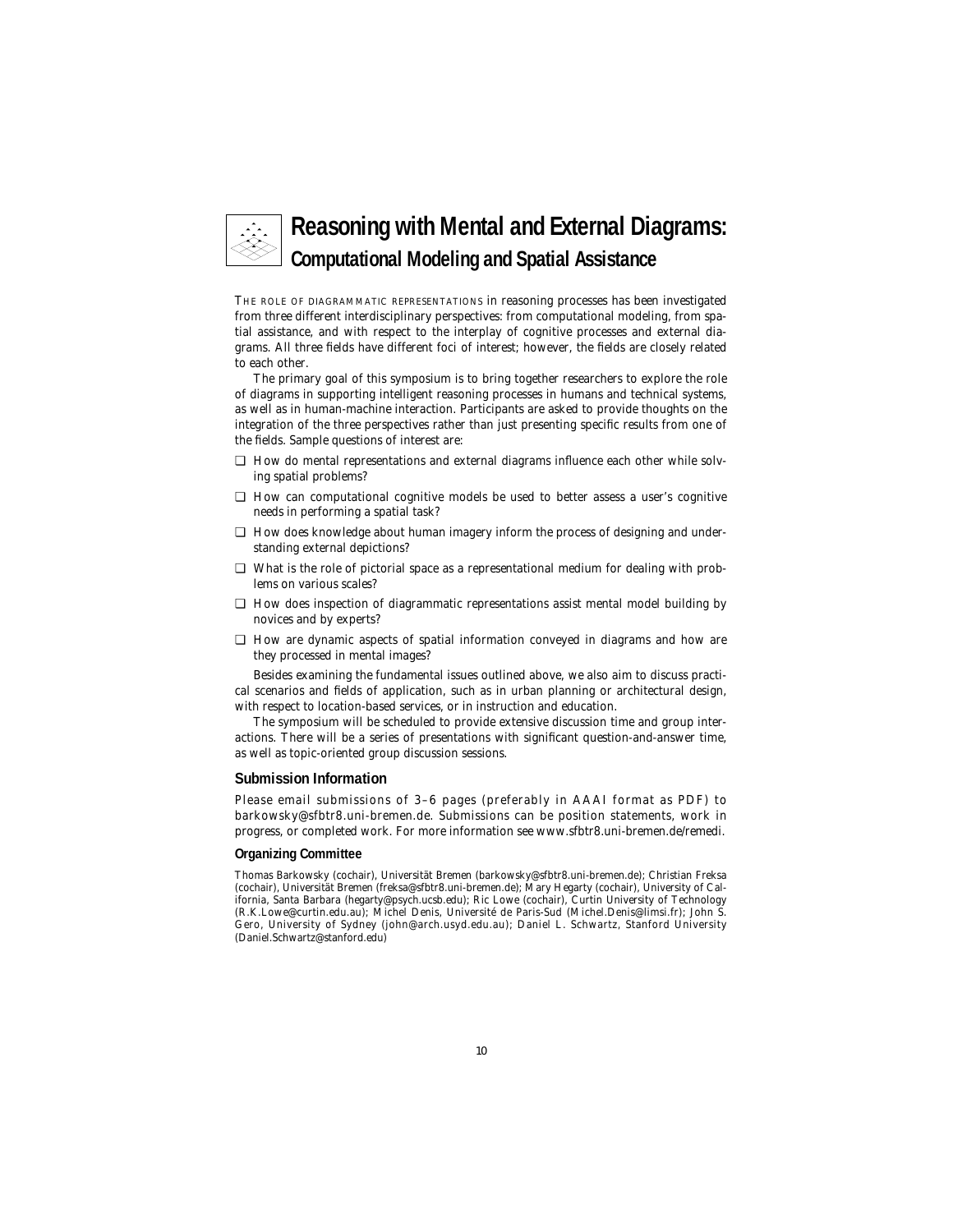# Reasoning with Mental and External Diagrams:

## Computational Modeling and Spatial Assistance

THE ROLE OF DIAGRAMMATIC REPRESENTATIONS in reasoning processes has been investigated from three different interdisciplinary perspectives: from computational modeling, from spatial assistance, and with respect to the interplay of cognitive processes and external diagrams. All three fields have different foci of interest; however, the fields are closely related to each other.

The primary goal of this symposium is to bring together researchers to explore the role of diagrams in supporting intelligent reasoning processes in humans and technical systems, as well as in human-machine interaction. Participants are asked to provide thoughts on the integration of the three perspectives rather than just presenting specific results from one of the fields. Sample questions of interest are:

- How do mental representations and external diagrams influence each other while solving spatial problems?
- How can computational cognitive models be used to better assess a user's cognitive needs in performing a spatial task?
- How does knowledge about human imagery inform the process of designing and understanding external depictions?
- What is the role of pictorial space as a representational medium for dealing with problems on various scales?
- How does inspection of diagrammatic representations assist mental model building by novices and by experts?
- How are dynamic aspects of spatial information conveyed in diagrams and how are they processed in mental images?

Besides examining the fundamental issues outlined above, we also aim to discuss practical scenarios and fields of application, such as in urban planning or architectural design, with respect to location-based services, or in instruction and education.

The symposium will be scheduled to provide extensive discussion time and group interactions. There will be a series of presentations with significant question-and-answer time, as well as topic-oriented group discussion sessions.

### Submission Information

Please email submissions of 3–6 pages (preferably in AAAI format as PDF) to barkowsky@sfbtr8.uni-bremen.de. Submissions can be position statements, work in progress, or completed work. For more information see www.sfbtr8.uni-bremen.de/remedi.

#### Organizing Committee

Thomas Barkowsky (cochair), Universität Bremen (barkowsky@sfbtr8.uni-bremen.de); Christian Freksa (cochair), Universität Bremen (freksa@sfbtr8.uni-bremen.de); Mary Hegarty (cochair), University of California, Santa Barbara (hegarty@psych.ucsb.edu); Ric Lowe (cochair), Curtin University of Technology (R.K.Lowe@curtin.edu.au); Michel Denis, Université de Paris-Sud (Michel.Denis@limsi.fr); John S. Gero, University of Sydney (john@arch.usyd.edu.au); Daniel L. Schwartz, Stanford University (Daniel.Schwartz@stanford.edu)